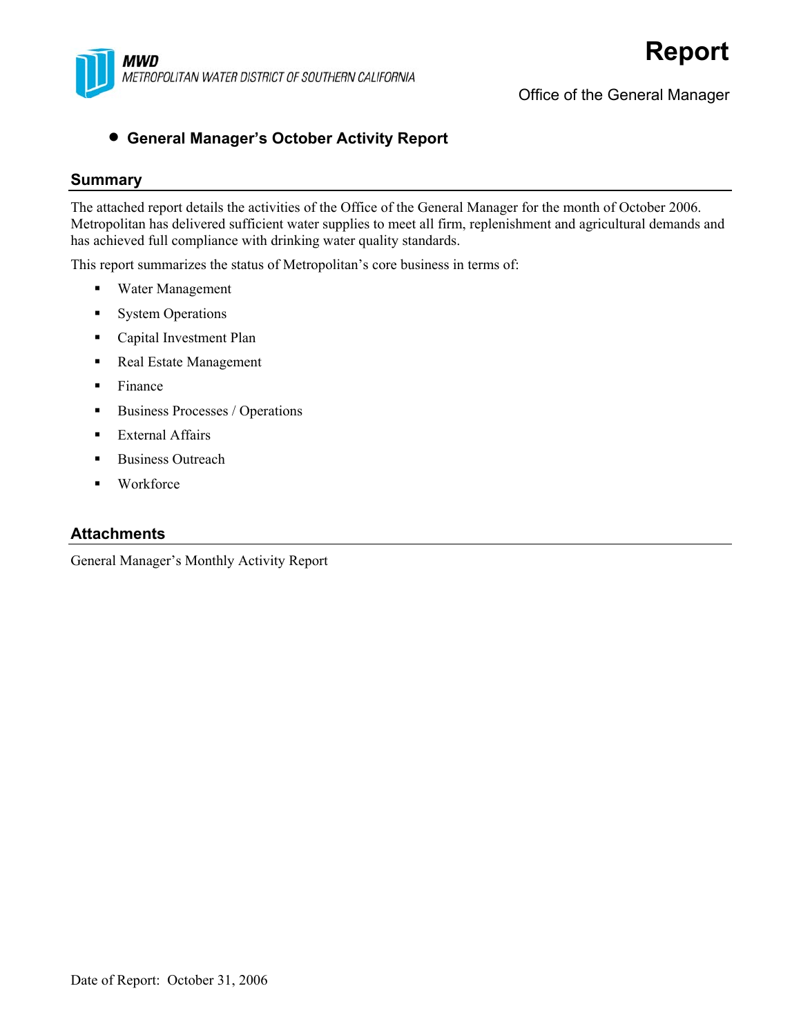MWD
METROPOLITAN WATER DISTRICT OF SOUTHERN CALIFORNIA

# Report

Office of the General Manager

- **General Manager's October Activity Report**

## Summary

The attached report details the activities of the Office of the General Manager for the month of October 2006. Metropolitan has delivered sufficient water supplies to meet all firm, replenishment and agricultural demands and has achieved full compliance with drinking water quality standards.

This report summarizes the status of Metropolitan's core business in terms of:

- Water Management
- System Operations
- Capital Investment Plan
- Real Estate Management
- Finance
- Business Processes / Operations
- External Affairs
- Business Outreach
- Workforce

## Attachments

General Manager's Monthly Activity Report

Date of Report: October 31, 2006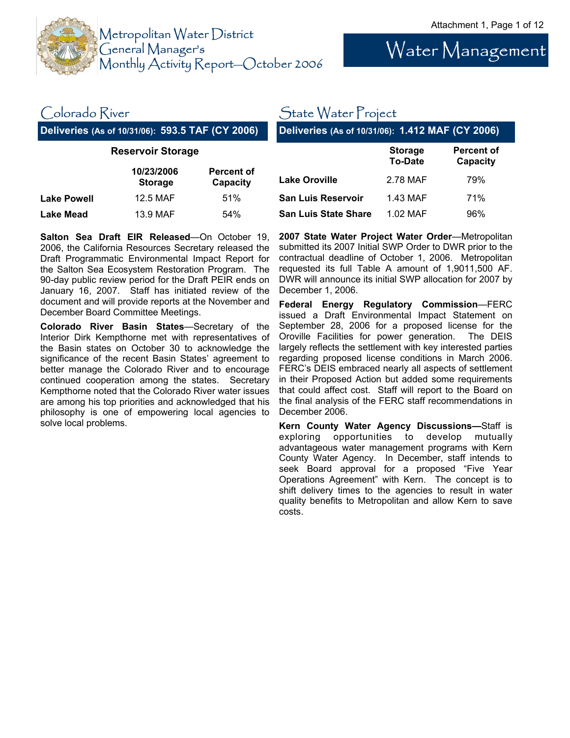# Metropolitan Water District General Manager's Monthly Activity Report—October 2006

# Water Management

## Colorado River

**Deliveries (As of 10/31/06): 593.5 TAF (CY 2006)**

**Reservoir Storage**

| | 10/23/2006 Storage | Percent of Capacity |
|---|---|---|
| **Lake Powell** | 12.5 MAF | 51% |
| **Lake Mead** | 13.9 MAF | 54% |

**Salton Sea Draft EIR Released**—On October 19, 2006, the California Resources Secretary released the Draft Programmatic Environmental Impact Report for the Salton Sea Ecosystem Restoration Program. The 90-day public review period for the Draft PEIR ends on January 16, 2007. Staff has initiated review of the document and will provide reports at the November and December Board Committee Meetings.

**Colorado River Basin States**—Secretary of the Interior Dirk Kempthorne met with representatives of the Basin states on October 30 to acknowledge the significance of the recent Basin States' agreement to better manage the Colorado River and to encourage continued cooperation among the states. Secretary Kempthorne noted that the Colorado River water issues are among his top priorities and acknowledged that his philosophy is one of empowering local agencies to solve local problems.

## State Water Project

**Deliveries (As of 10/31/06): 1.412 MAF (CY 2006)**

| | Storage To-Date | Percent of Capacity |
|---|---|---|
| **Lake Oroville** | 2.78 MAF | 79% |
| **San Luis Reservoir** | 1.43 MAF | 71% |
| **San Luis State Share** | 1.02 MAF | 96% |

**2007 State Water Project Water Order**—Metropolitan submitted its 2007 Initial SWP Order to DWR prior to the contractual deadline of October 1, 2006. Metropolitan requested its full Table A amount of 1,9011,500 AF. DWR will announce its initial SWP allocation for 2007 by December 1, 2006.

**Federal Energy Regulatory Commission**—FERC issued a Draft Environmental Impact Statement on September 28, 2006 for a proposed license for the Oroville Facilities for power generation. The DEIS largely reflects the settlement with key interested parties regarding proposed license conditions in March 2006. FERC's DEIS embraced nearly all aspects of settlement in their Proposed Action but added some requirements that could affect cost. Staff will report to the Board on the final analysis of the FERC staff recommendations in December 2006.

**Kern County Water Agency Discussions—**Staff is exploring opportunities to develop mutually advantageous water management programs with Kern County Water Agency. In December, staff intends to seek Board approval for a proposed "Five Year Operations Agreement" with Kern. The concept is to shift delivery times to the agencies to result in water quality benefits to Metropolitan and allow Kern to save costs.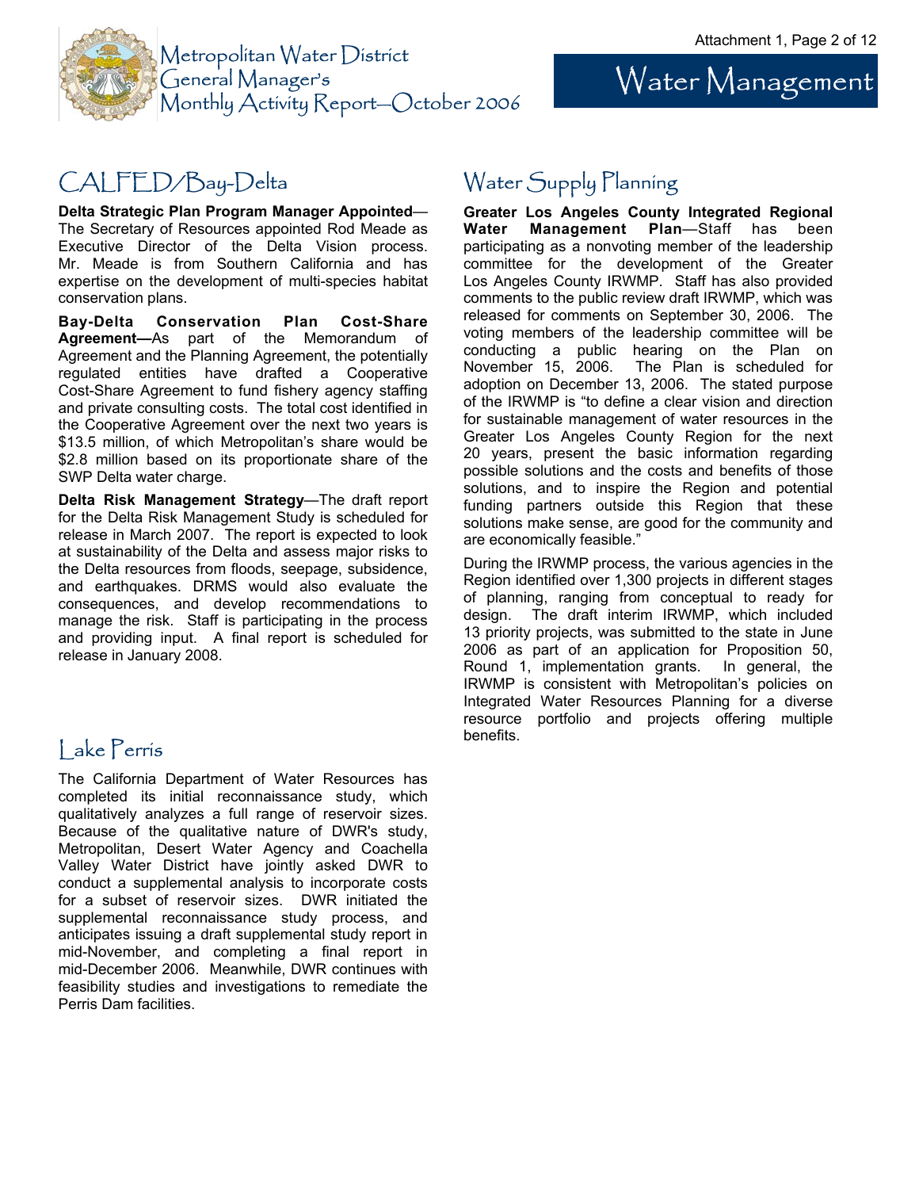# Water Management

## CALFED/Bay-Delta

**Delta Strategic Plan Program Manager Appointed**—The Secretary of Resources appointed Rod Meade as Executive Director of the Delta Vision process. Mr. Meade is from Southern California and has expertise on the development of multi-species habitat conservation plans.

**Bay-Delta Conservation Plan Cost-Share Agreement—**As part of the Memorandum of Agreement and the Planning Agreement, the potentially regulated entities have drafted a Cooperative Cost-Share Agreement to fund fishery agency staffing and private consulting costs. The total cost identified in the Cooperative Agreement over the next two years is $13.5 million, of which Metropolitan's share would be $2.8 million based on its proportionate share of the SWP Delta water charge.

**Delta Risk Management Strategy**—The draft report for the Delta Risk Management Study is scheduled for release in March 2007. The report is expected to look at sustainability of the Delta and assess major risks to the Delta resources from floods, seepage, subsidence, and earthquakes. DRMS would also evaluate the consequences, and develop recommendations to manage the risk. Staff is participating in the process and providing input. A final report is scheduled for release in January 2008.

## Lake Perris

The California Department of Water Resources has completed its initial reconnaissance study, which qualitatively analyzes a full range of reservoir sizes. Because of the qualitative nature of DWR's study, Metropolitan, Desert Water Agency and Coachella Valley Water District have jointly asked DWR to conduct a supplemental analysis to incorporate costs for a subset of reservoir sizes. DWR initiated the supplemental reconnaissance study process, and anticipates issuing a draft supplemental study report in mid-November, and completing a final report in mid-December 2006. Meanwhile, DWR continues with feasibility studies and investigations to remediate the Perris Dam facilities.

## Water Supply Planning

**Greater Los Angeles County Integrated Regional Water Management Plan**—Staff has been participating as a nonvoting member of the leadership committee for the development of the Greater Los Angeles County IRWMP. Staff has also provided comments to the public review draft IRWMP, which was released for comments on September 30, 2006. The voting members of the leadership committee will be conducting a public hearing on the Plan on November 15, 2006. The Plan is scheduled for adoption on December 13, 2006. The stated purpose of the IRWMP is "to define a clear vision and direction for sustainable management of water resources in the Greater Los Angeles County Region for the next 20 years, present the basic information regarding possible solutions and the costs and benefits of those solutions, and to inspire the Region and potential funding partners outside this Region that these solutions make sense, are good for the community and are economically feasible."

During the IRWMP process, the various agencies in the Region identified over 1,300 projects in different stages of planning, ranging from conceptual to ready for design. The draft interim IRWMP, which included 13 priority projects, was submitted to the state in June 2006 as part of an application for Proposition 50, Round 1, implementation grants. In general, the IRWMP is consistent with Metropolitan's policies on Integrated Water Resources Planning for a diverse resource portfolio and projects offering multiple benefits.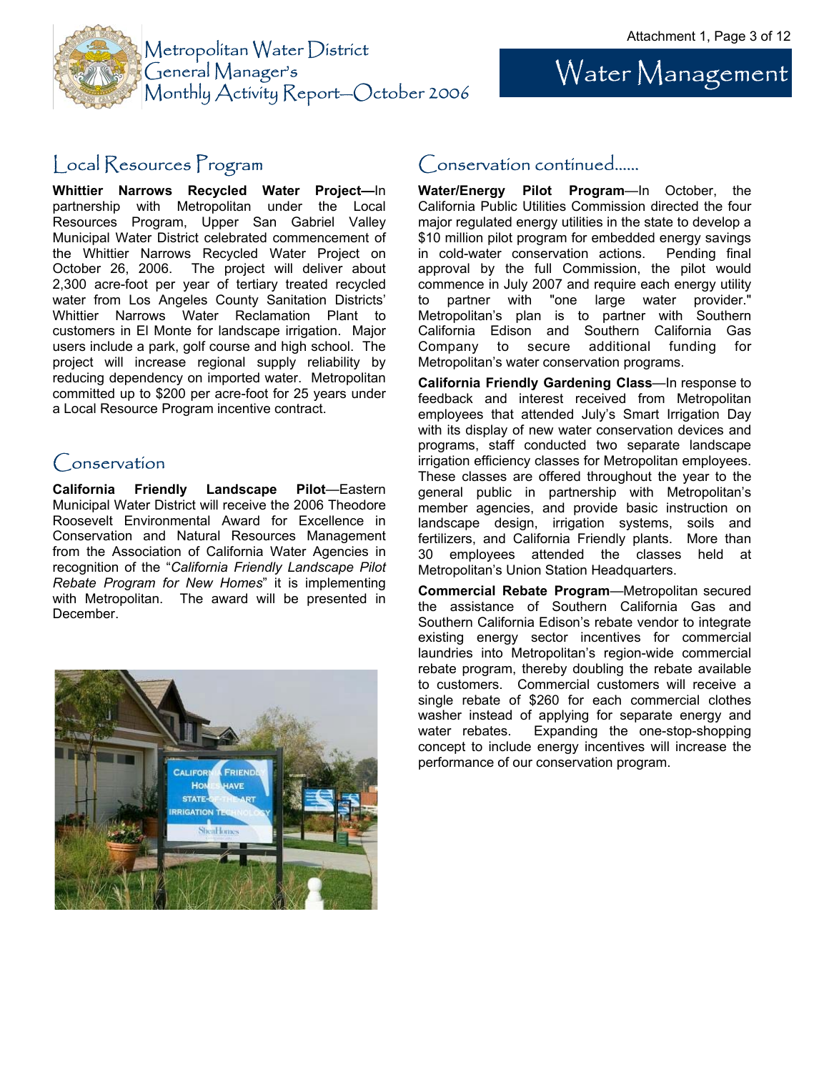# Water Management

## Local Resources Program

**Whittier Narrows Recycled Water Project—**In partnership with Metropolitan under the Local Resources Program, Upper San Gabriel Valley Municipal Water District celebrated commencement of the Whittier Narrows Recycled Water Project on October 26, 2006. The project will deliver about 2,300 acre-foot per year of tertiary treated recycled water from Los Angeles County Sanitation Districts' Whittier Narrows Water Reclamation Plant to customers in El Monte for landscape irrigation. Major users include a park, golf course and high school. The project will increase regional supply reliability by reducing dependency on imported water. Metropolitan committed up to $200 per acre-foot for 25 years under a Local Resource Program incentive contract.

## Conservation

**California Friendly Landscape Pilot**—Eastern Municipal Water District will receive the 2006 Theodore Roosevelt Environmental Award for Excellence in Conservation and Natural Resources Management from the Association of California Water Agencies in recognition of the "*California Friendly Landscape Pilot Rebate Program for New Homes*" it is implementing with Metropolitan. The award will be presented in December.

## Conservation continued......

**Water/Energy Pilot Program**—In October, the California Public Utilities Commission directed the four major regulated energy utilities in the state to develop a $10 million pilot program for embedded energy savings in cold-water conservation actions. Pending final approval by the full Commission, the pilot would commence in July 2007 and require each energy utility to partner with "one large water provider." Metropolitan's plan is to partner with Southern California Edison and Southern California Gas Company to secure additional funding for Metropolitan's water conservation programs.

**California Friendly Gardening Class**—In response to feedback and interest received from Metropolitan employees that attended July's Smart Irrigation Day with its display of new water conservation devices and programs, staff conducted two separate landscape irrigation efficiency classes for Metropolitan employees. These classes are offered throughout the year to the general public in partnership with Metropolitan's member agencies, and provide basic instruction on landscape design, irrigation systems, soils and fertilizers, and California Friendly plants. More than 30 employees attended the classes held at Metropolitan's Union Station Headquarters.

**Commercial Rebate Program**—Metropolitan secured the assistance of Southern California Gas and Southern California Edison's rebate vendor to integrate existing energy sector incentives for commercial laundries into Metropolitan's region-wide commercial rebate program, thereby doubling the rebate available to customers. Commercial customers will receive a single rebate of $260 for each commercial clothes washer instead of applying for separate energy and water rebates. Expanding the one-stop-shopping concept to include energy incentives will increase the performance of our conservation program.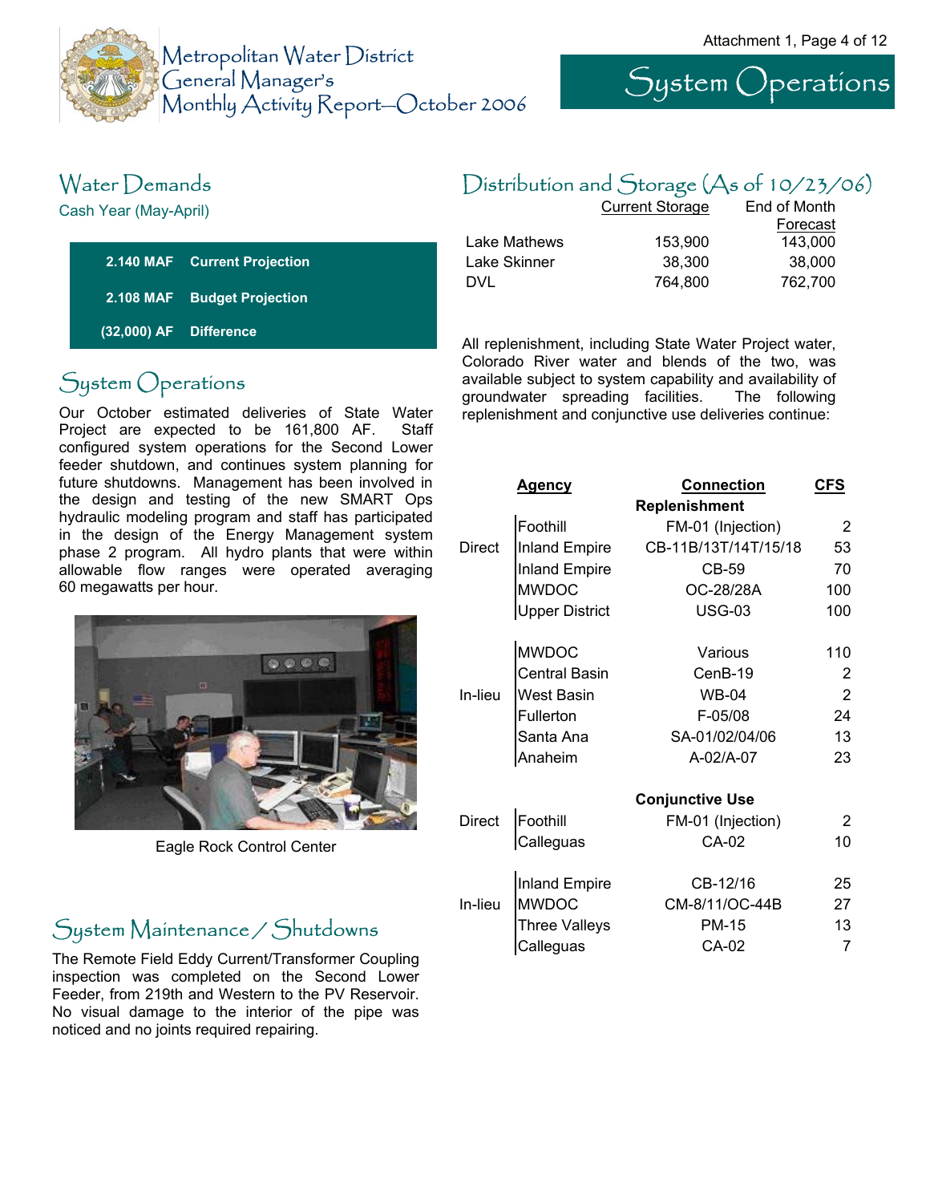Metropolitan Water District
General Manager's
Monthly Activity Report—October 2006

# System Operations

## Water Demands

Cash Year (May-April)

| | |
|---|---|
| 2.140 MAF | Current Projection |
| 2.108 MAF | Budget Projection |
| (32,000) AF | Difference |

## System Operations

Our October estimated deliveries of State Water Project are expected to be 161,800 AF. Staff configured system operations for the Second Lower feeder shutdown, and continues system planning for future shutdowns. Management has been involved in the design and testing of the new SMART Ops hydraulic modeling program and staff has participated in the design of the Energy Management system phase 2 program. All hydro plants that were within allowable flow ranges were operated averaging 60 megawatts per hour.

Eagle Rock Control Center

## System Maintenance / Shutdowns

The Remote Field Eddy Current/Transformer Coupling inspection was completed on the Second Lower Feeder, from 219th and Western to the PV Reservoir. No visual damage to the interior of the pipe was noticed and no joints required repairing.

## Distribution and Storage (As of 10/23/06)

| | Current Storage | End of Month Forecast |
|---|---|---|
| Lake Mathews | 153,900 | 143,000 |
| Lake Skinner | 38,300 | 38,000 |
| DVL | 764,800 | 762,700 |

All replenishment, including State Water Project water, Colorado River water and blends of the two, was available subject to system capability and availability of groundwater spreading facilities. The following replenishment and conjunctive use deliveries continue:

| | Agency | Connection | CFS |
|---|---|---|---|
| | | **Replenishment** | |
| Direct | Foothill | FM-01 (Injection) | 2 |
| | Inland Empire | CB-11B/13T/14T/15/18 | 53 |
| | Inland Empire | CB-59 | 70 |
| | MWDOC | OC-28/28A | 100 |
| | Upper District | USG-03 | 100 |
| In-lieu | MWDOC | Various | 110 |
| | Central Basin | CenB-19 | 2 |
| | West Basin | WB-04 | 2 |
| | Fullerton | F-05/08 | 24 |
| | Santa Ana | SA-01/02/04/06 | 13 |
| | Anaheim | A-02/A-07 | 23 |
| | | **Conjunctive Use** | |
| Direct | Foothill | FM-01 (Injection) | 2 |
| | Calleguas | CA-02 | 10 |
| In-lieu | Inland Empire | CB-12/16 | 25 |
| | MWDOC | CM-8/11/OC-44B | 27 |
| | Three Valleys | PM-15 | 13 |
| | Calleguas | CA-02 | 7 |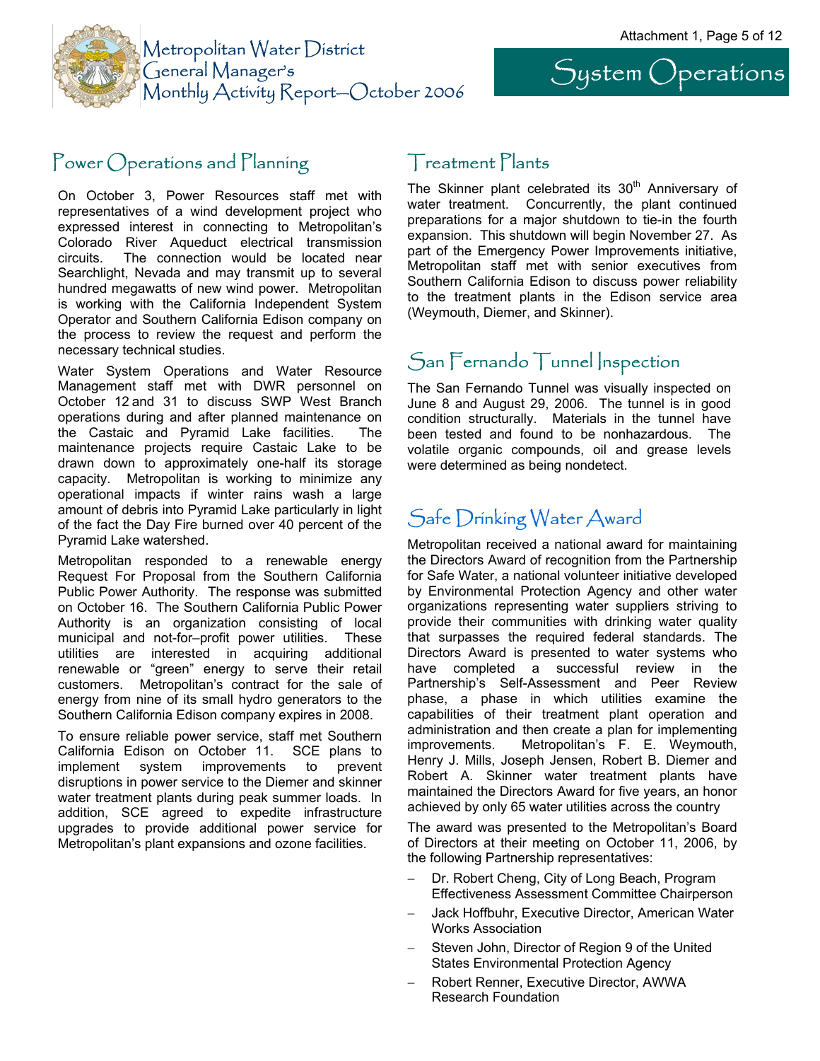# System Operations

## Power Operations and Planning

On October 3, Power Resources staff met with representatives of a wind development project who expressed interest in connecting to Metropolitan's Colorado River Aqueduct electrical transmission circuits. The connection would be located near Searchlight, Nevada and may transmit up to several hundred megawatts of new wind power. Metropolitan is working with the California Independent System Operator and Southern California Edison company on the process to review the request and perform the necessary technical studies.

Water System Operations and Water Resource Management staff met with DWR personnel on October 12 and 31 to discuss SWP West Branch operations during and after planned maintenance on the Castaic and Pyramid Lake facilities. The maintenance projects require Castaic Lake to be drawn down to approximately one-half its storage capacity. Metropolitan is working to minimize any operational impacts if winter rains wash a large amount of debris into Pyramid Lake particularly in light of the fact the Day Fire burned over 40 percent of the Pyramid Lake watershed.

Metropolitan responded to a renewable energy Request For Proposal from the Southern California Public Power Authority. The response was submitted on October 16. The Southern California Public Power Authority is an organization consisting of local municipal and not-for–profit power utilities. These utilities are interested in acquiring additional renewable or "green" energy to serve their retail customers. Metropolitan's contract for the sale of energy from nine of its small hydro generators to the Southern California Edison company expires in 2008.

To ensure reliable power service, staff met Southern California Edison on October 11. SCE plans to implement system improvements to prevent disruptions in power service to the Diemer and skinner water treatment plants during peak summer loads. In addition, SCE agreed to expedite infrastructure upgrades to provide additional power service for Metropolitan's plant expansions and ozone facilities.

## Treatment Plants

The Skinner plant celebrated its 30th Anniversary of water treatment. Concurrently, the plant continued preparations for a major shutdown to tie-in the fourth expansion. This shutdown will begin November 27. As part of the Emergency Power Improvements initiative, Metropolitan staff met with senior executives from Southern California Edison to discuss power reliability to the treatment plants in the Edison service area (Weymouth, Diemer, and Skinner).

## San Fernando Tunnel Inspection

The San Fernando Tunnel was visually inspected on June 8 and August 29, 2006. The tunnel is in good condition structurally. Materials in the tunnel have been tested and found to be nonhazardous. The volatile organic compounds, oil and grease levels were determined as being nondetect.

## Safe Drinking Water Award

Metropolitan received a national award for maintaining the Directors Award of recognition from the Partnership for Safe Water, a national volunteer initiative developed by Environmental Protection Agency and other water organizations representing water suppliers striving to provide their communities with drinking water quality that surpasses the required federal standards. The Directors Award is presented to water systems who have completed a successful review in the Partnership's Self-Assessment and Peer Review phase, a phase in which utilities examine the capabilities of their treatment plant operation and administration and then create a plan for implementing improvements. Metropolitan's F. E. Weymouth, Henry J. Mills, Joseph Jensen, Robert B. Diemer and Robert A. Skinner water treatment plants have maintained the Directors Award for five years, an honor achieved by only 65 water utilities across the country

The award was presented to the Metropolitan's Board of Directors at their meeting on October 11, 2006, by the following Partnership representatives:

- Dr. Robert Cheng, City of Long Beach, Program Effectiveness Assessment Committee Chairperson
- Jack Hoffbuhr, Executive Director, American Water Works Association
- Steven John, Director of Region 9 of the United States Environmental Protection Agency
- Robert Renner, Executive Director, AWWA Research Foundation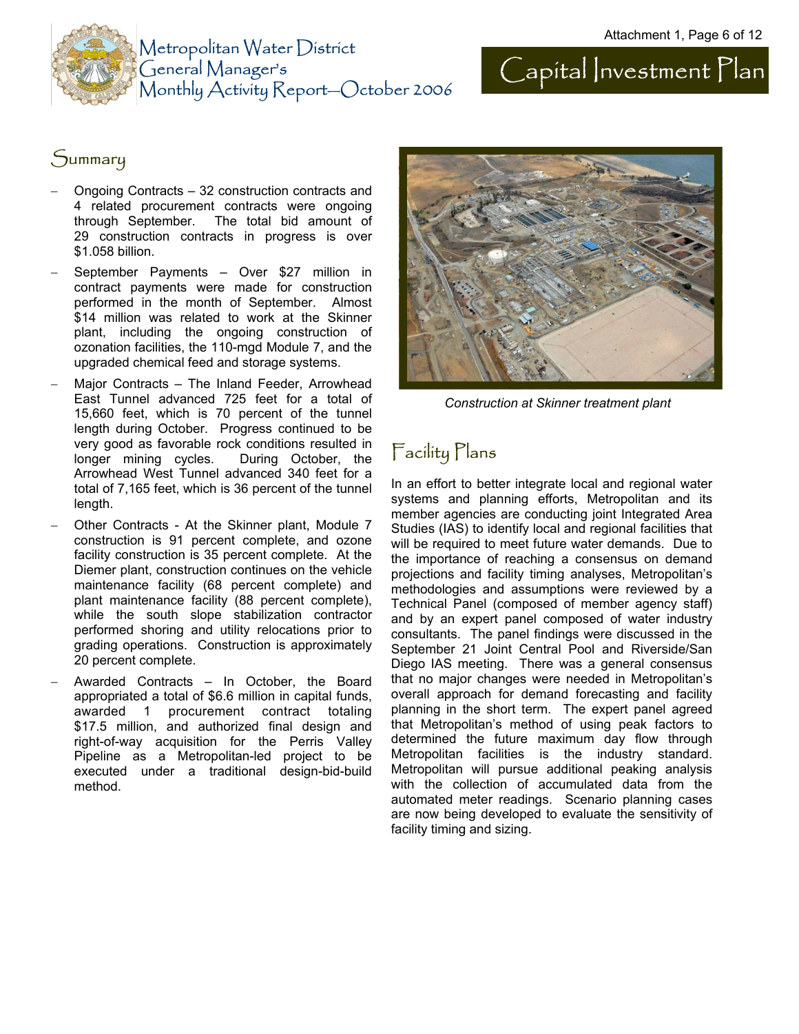# Capital Investment Plan

## Summary

- Ongoing Contracts – 32 construction contracts and 4 related procurement contracts were ongoing through September. The total bid amount of 29 construction contracts in progress is over $1.058 billion.
- September Payments – Over $27 million in contract payments were made for construction performed in the month of September. Almost $14 million was related to work at the Skinner plant, including the ongoing construction of ozonation facilities, the 110-mgd Module 7, and the upgraded chemical feed and storage systems.
- Major Contracts – The Inland Feeder, Arrowhead East Tunnel advanced 725 feet for a total of 15,660 feet, which is 70 percent of the tunnel length during October. Progress continued to be very good as favorable rock conditions resulted in longer mining cycles. During October, the Arrowhead West Tunnel advanced 340 feet for a total of 7,165 feet, which is 36 percent of the tunnel length.
- Other Contracts - At the Skinner plant, Module 7 construction is 91 percent complete, and ozone facility construction is 35 percent complete. At the Diemer plant, construction continues on the vehicle maintenance facility (68 percent complete) and plant maintenance facility (88 percent complete), while the south slope stabilization contractor performed shoring and utility relocations prior to grading operations. Construction is approximately 20 percent complete.
- Awarded Contracts – In October, the Board appropriated a total of $6.6 million in capital funds, awarded 1 procurement contract totaling $17.5 million, and authorized final design and right-of-way acquisition for the Perris Valley Pipeline as a Metropolitan-led project to be executed under a traditional design-bid-build method.

*Construction at Skinner treatment plant*

## Facility Plans

In an effort to better integrate local and regional water systems and planning efforts, Metropolitan and its member agencies are conducting joint Integrated Area Studies (IAS) to identify local and regional facilities that will be required to meet future water demands. Due to the importance of reaching a consensus on demand projections and facility timing analyses, Metropolitan's methodologies and assumptions were reviewed by a Technical Panel (composed of member agency staff) and by an expert panel composed of water industry consultants. The panel findings were discussed in the September 21 Joint Central Pool and Riverside/San Diego IAS meeting. There was a general consensus that no major changes were needed in Metropolitan's overall approach for demand forecasting and facility planning in the short term. The expert panel agreed that Metropolitan's method of using peak factors to determined the future maximum day flow through Metropolitan facilities is the industry standard. Metropolitan will pursue additional peaking analysis with the collection of accumulated data from the automated meter readings. Scenario planning cases are now being developed to evaluate the sensitivity of facility timing and sizing.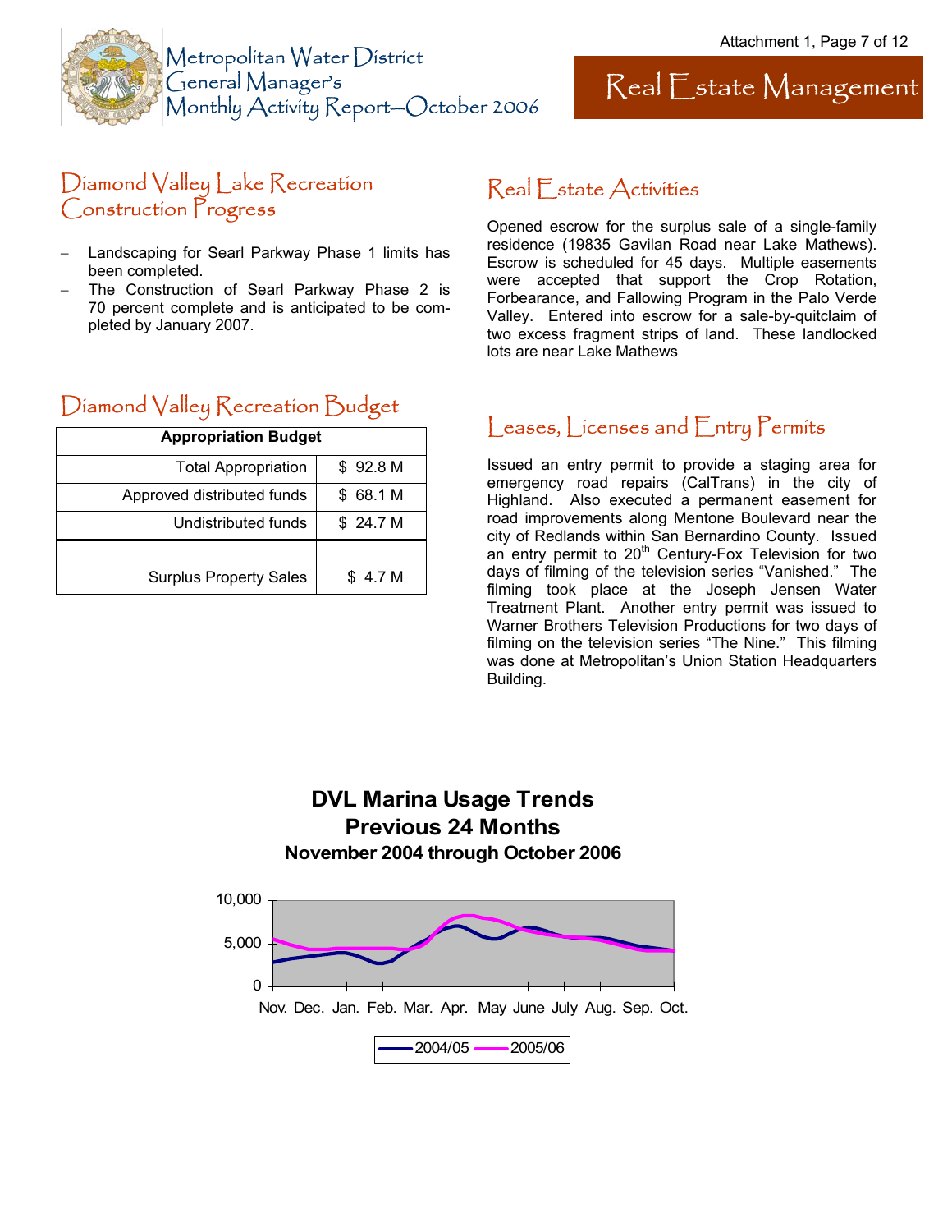# Metropolitan Water District General Manager's Monthly Activity Report—October 2006

# Real Estate Management

## Diamond Valley Lake Recreation Construction Progress

- Landscaping for Searl Parkway Phase 1 limits has been completed.
- The Construction of Searl Parkway Phase 2 is 70 percent complete and is anticipated to be completed by January 2007.

## Diamond Valley Recreation Budget

| Appropriation Budget | |
|---|---|
| Total Appropriation | $ 92.8 M |
| Approved distributed funds | $ 68.1 M |
| Undistributed funds | $ 24.7 M |
| Surplus Property Sales | $ 4.7 M |

## Real Estate Activities

Opened escrow for the surplus sale of a single-family residence (19835 Gavilan Road near Lake Mathews). Escrow is scheduled for 45 days. Multiple easements were accepted that support the Crop Rotation, Forbearance, and Fallowing Program in the Palo Verde Valley. Entered into escrow for a sale-by-quitclaim of two excess fragment strips of land. These landlocked lots are near Lake Mathews

## Leases, Licenses and Entry Permits

Issued an entry permit to provide a staging area for emergency road repairs (CalTrans) in the city of Highland. Also executed a permanent easement for road improvements along Mentone Boulevard near the city of Redlands within San Bernardino County. Issued an entry permit to 20th Century-Fox Television for two days of filming of the television series "Vanished." The filming took place at the Joseph Jensen Water Treatment Plant. Another entry permit was issued to Warner Brothers Television Productions for two days of filming on the television series "The Nine." This filming was done at Metropolitan's Union Station Headquarters Building.

**DVL Marina Usage Trends**
**Previous 24 Months**
**November 2004 through October 2006**

Legend: 2004/05, 2005/06 (y-axis 0–10,000; months Nov. through Oct.)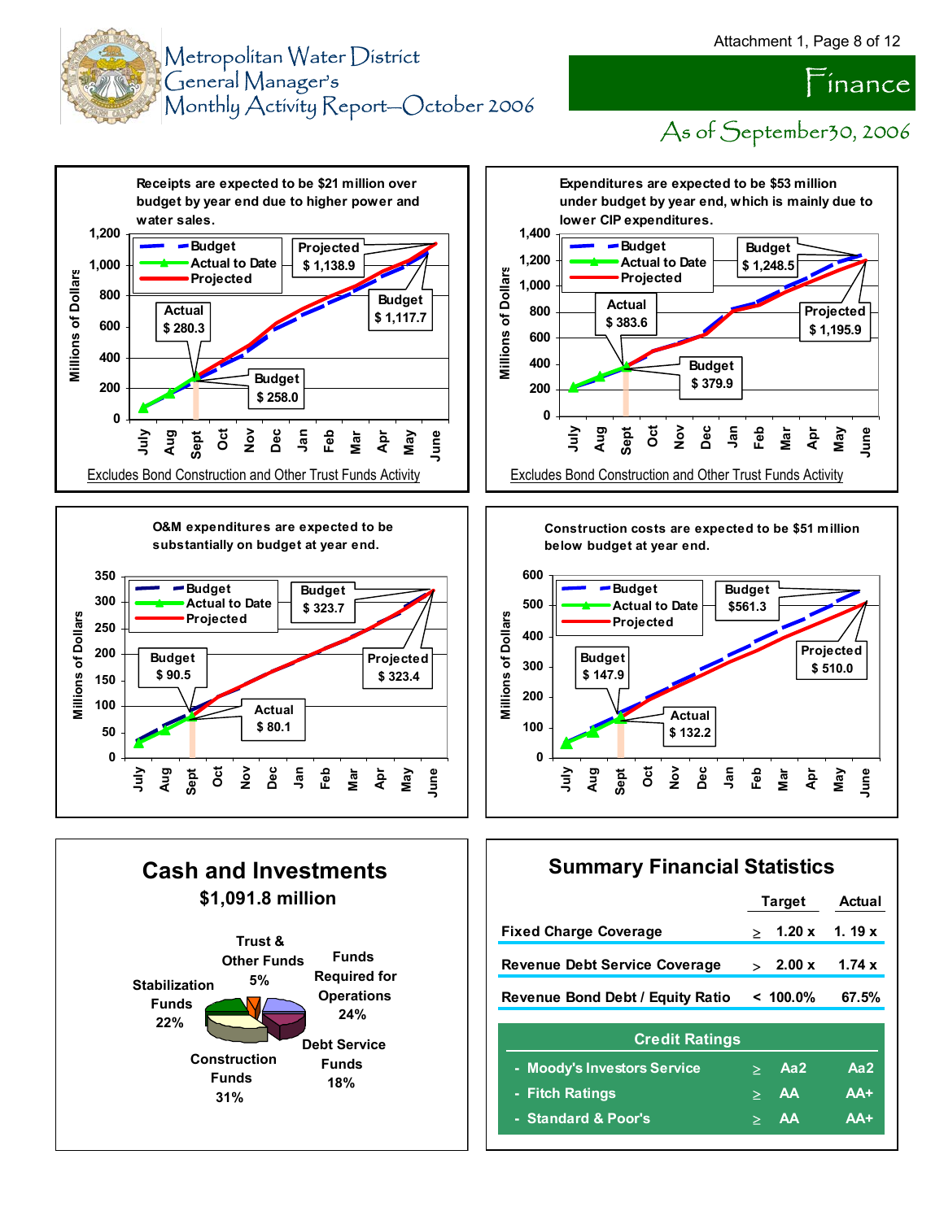# Metropolitan Water District General Manager's Monthly Activity Report—October 2006

## Finance

As of September 30, 2006

**Receipts are expected to be $21 million over budget by year end due to higher power and water sales.**

- Actual: $ 280.3
- Budget: $ 258.0
- Projected: $ 1,138.9
- Budget: $ 1,117.7

Excludes Bond Construction and Other Trust Funds Activity

**Expenditures are expected to be $53 million under budget by year end, which is mainly due to lower CIP expenditures.**

- Actual: $ 383.6
- Budget: $ 379.9
- Budget: $ 1,248.5
- Projected: $ 1,195.9

Excludes Bond Construction and Other Trust Funds Activity

**O&M expenditures are expected to be substantially on budget at year end.**

- Budget: $ 90.5
- Actual: $ 80.1
- Budget: $ 323.7
- Projected: $ 323.4

**Construction costs are expected to be $51 million below budget at year end.**

- Budget: $ 147.9
- Actual: $ 132.2
- Budget: $561.3
- Projected: $ 510.0

## Cash and Investments

**$1,091.8 million**

- Trust & Other Funds: 5%
- Funds Required for Operations: 24%
- Debt Service Funds: 18%
- Construction Funds: 31%
- Stabilization Funds: 22%

## Summary Financial Statistics

| | Target | Actual |
|---|---|---|
| Fixed Charge Coverage | ≥ 1.20 x | 1.19 x |
| Revenue Debt Service Coverage | > 2.00 x | 1.74 x |
| Revenue Bond Debt / Equity Ratio | < 100.0% | 67.5% |

**Credit Ratings**

| | Target | Actual |
|---|---|---|
| - Moody's Investors Service | ≥ Aa2 | Aa2 |
| - Fitch Ratings | ≥ AA | AA+ |
| - Standard & Poor's | ≥ AA | AA+ |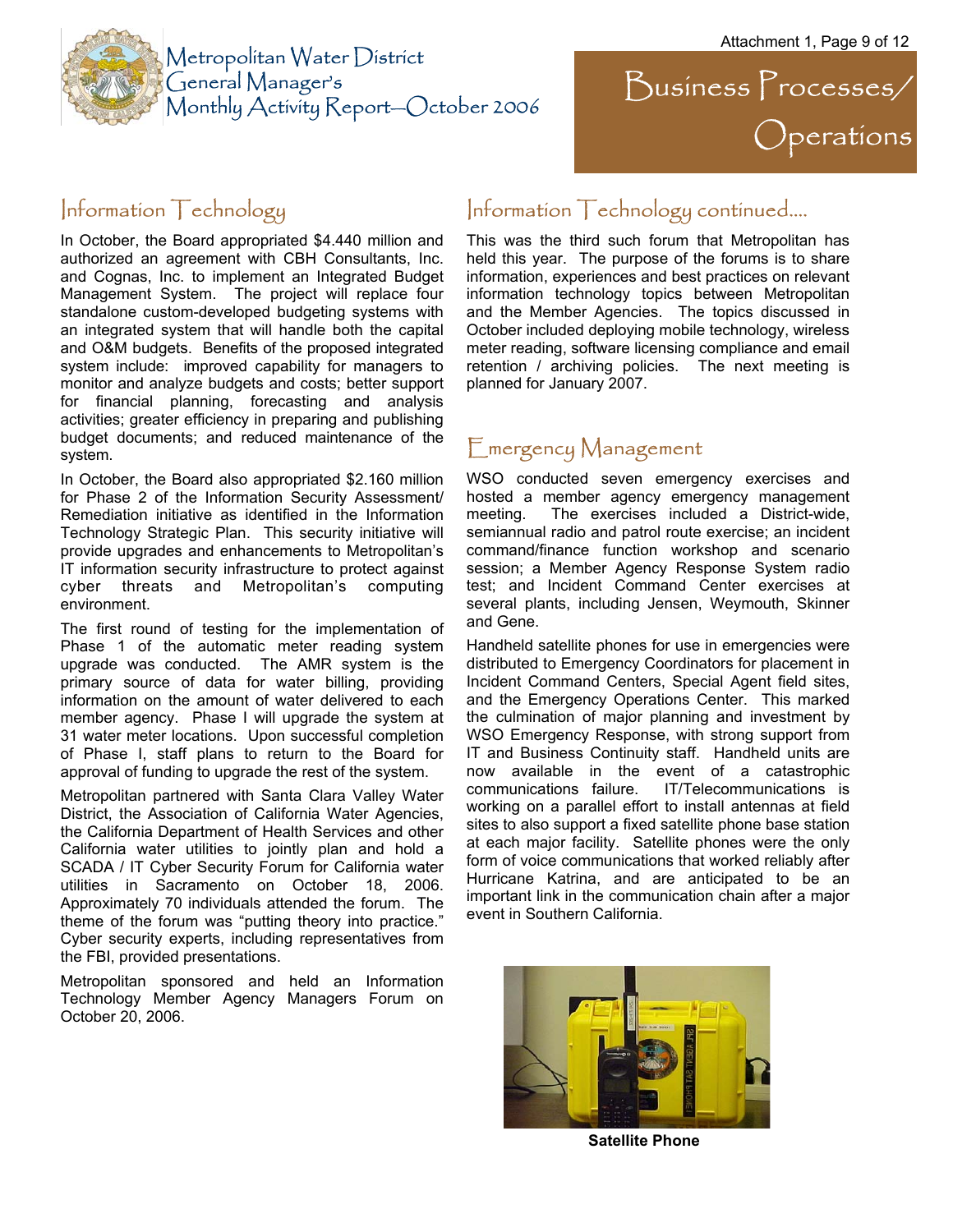# Business Processes/ Operations

## Information Technology

In October, the Board appropriated $4.440 million and authorized an agreement with CBH Consultants, Inc. and Cognas, Inc. to implement an Integrated Budget Management System. The project will replace four standalone custom-developed budgeting systems with an integrated system that will handle both the capital and O&M budgets. Benefits of the proposed integrated system include: improved capability for managers to monitor and analyze budgets and costs; better support for financial planning, forecasting and analysis activities; greater efficiency in preparing and publishing budget documents; and reduced maintenance of the system.

In October, the Board also appropriated $2.160 million for Phase 2 of the Information Security Assessment/ Remediation initiative as identified in the Information Technology Strategic Plan. This security initiative will provide upgrades and enhancements to Metropolitan's IT information security infrastructure to protect against cyber threats and Metropolitan's computing environment.

The first round of testing for the implementation of Phase 1 of the automatic meter reading system upgrade was conducted. The AMR system is the primary source of data for water billing, providing information on the amount of water delivered to each member agency. Phase I will upgrade the system at 31 water meter locations. Upon successful completion of Phase I, staff plans to return to the Board for approval of funding to upgrade the rest of the system.

Metropolitan partnered with Santa Clara Valley Water District, the Association of California Water Agencies, the California Department of Health Services and other California water utilities to jointly plan and hold a SCADA / IT Cyber Security Forum for California water utilities in Sacramento on October 18, 2006. Approximately 70 individuals attended the forum. The theme of the forum was "putting theory into practice." Cyber security experts, including representatives from the FBI, provided presentations.

Metropolitan sponsored and held an Information Technology Member Agency Managers Forum on October 20, 2006.

## Information Technology continued....

This was the third such forum that Metropolitan has held this year. The purpose of the forums is to share information, experiences and best practices on relevant information technology topics between Metropolitan and the Member Agencies. The topics discussed in October included deploying mobile technology, wireless meter reading, software licensing compliance and email retention / archiving policies. The next meeting is planned for January 2007.

## Emergency Management

WSO conducted seven emergency exercises and hosted a member agency emergency management meeting. The exercises included a District-wide, semiannual radio and patrol route exercise; an incident command/finance function workshop and scenario session; a Member Agency Response System radio test; and Incident Command Center exercises at several plants, including Jensen, Weymouth, Skinner and Gene.

Handheld satellite phones for use in emergencies were distributed to Emergency Coordinators for placement in Incident Command Centers, Special Agent field sites, and the Emergency Operations Center. This marked the culmination of major planning and investment by WSO Emergency Response, with strong support from IT and Business Continuity staff. Handheld units are now available in the event of a catastrophic communications failure. IT/Telecommunications is working on a parallel effort to install antennas at field sites to also support a fixed satellite phone base station at each major facility. Satellite phones were the only form of voice communications that worked reliably after Hurricane Katrina, and are anticipated to be an important link in the communication chain after a major event in Southern California.

**Satellite Phone**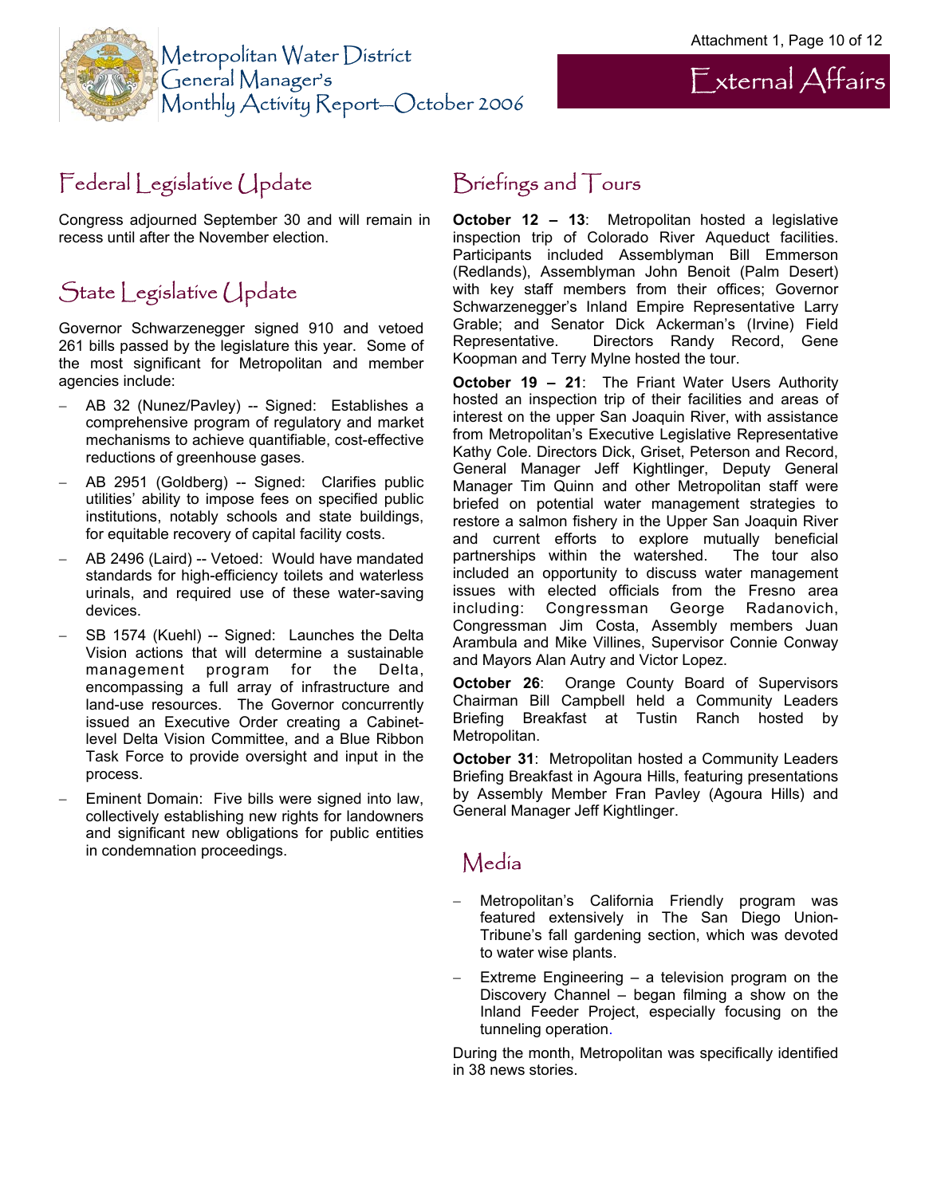# External Affairs

## Federal Legislative Update

Congress adjourned September 30 and will remain in recess until after the November election.

## State Legislative Update

Governor Schwarzenegger signed 910 and vetoed 261 bills passed by the legislature this year. Some of the most significant for Metropolitan and member agencies include:

- AB 32 (Nunez/Pavley) -- Signed: Establishes a comprehensive program of regulatory and market mechanisms to achieve quantifiable, cost-effective reductions of greenhouse gases.
- AB 2951 (Goldberg) -- Signed: Clarifies public utilities' ability to impose fees on specified public institutions, notably schools and state buildings, for equitable recovery of capital facility costs.
- AB 2496 (Laird) -- Vetoed: Would have mandated standards for high-efficiency toilets and waterless urinals, and required use of these water-saving devices.
- SB 1574 (Kuehl) -- Signed: Launches the Delta Vision actions that will determine a sustainable management program for the Delta, encompassing a full array of infrastructure and land-use resources. The Governor concurrently issued an Executive Order creating a Cabinet-level Delta Vision Committee, and a Blue Ribbon Task Force to provide oversight and input in the process.
- Eminent Domain: Five bills were signed into law, collectively establishing new rights for landowners and significant new obligations for public entities in condemnation proceedings.

## Briefings and Tours

**October 12 – 13**: Metropolitan hosted a legislative inspection trip of Colorado River Aqueduct facilities. Participants included Assemblyman Bill Emmerson (Redlands), Assemblyman John Benoit (Palm Desert) with key staff members from their offices; Governor Schwarzenegger's Inland Empire Representative Larry Grable; and Senator Dick Ackerman's (Irvine) Field Representative. Directors Randy Record, Gene Koopman and Terry Mylne hosted the tour.

**October 19 – 21**: The Friant Water Users Authority hosted an inspection trip of their facilities and areas of interest on the upper San Joaquin River, with assistance from Metropolitan's Executive Legislative Representative Kathy Cole. Directors Dick, Griset, Peterson and Record, General Manager Jeff Kightlinger, Deputy General Manager Tim Quinn and other Metropolitan staff were briefed on potential water management strategies to restore a salmon fishery in the Upper San Joaquin River and current efforts to explore mutually beneficial partnerships within the watershed. The tour also included an opportunity to discuss water management issues with elected officials from the Fresno area including: Congressman George Radanovich, Congressman Jim Costa, Assembly members Juan Arambula and Mike Villines, Supervisor Connie Conway and Mayors Alan Autry and Victor Lopez.

**October 26**: Orange County Board of Supervisors Chairman Bill Campbell held a Community Leaders Briefing Breakfast at Tustin Ranch hosted by Metropolitan.

**October 31**: Metropolitan hosted a Community Leaders Briefing Breakfast in Agoura Hills, featuring presentations by Assembly Member Fran Pavley (Agoura Hills) and General Manager Jeff Kightlinger.

## Media

- Metropolitan's California Friendly program was featured extensively in The San Diego Union-Tribune's fall gardening section, which was devoted to water wise plants.
- Extreme Engineering – a television program on the Discovery Channel – began filming a show on the Inland Feeder Project, especially focusing on the tunneling operation.

During the month, Metropolitan was specifically identified in 38 news stories.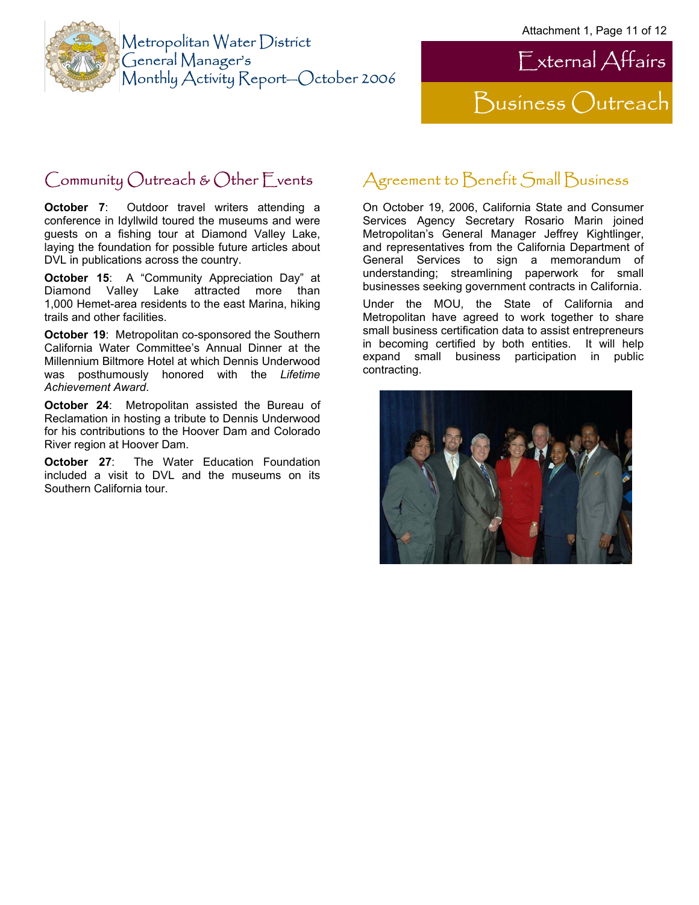# External Affairs

## Business Outreach

### Community Outreach & Other Events

**October 7**: Outdoor travel writers attending a conference in Idyllwild toured the museums and were guests on a fishing tour at Diamond Valley Lake, laying the foundation for possible future articles about DVL in publications across the country.

**October 15**: A "Community Appreciation Day" at Diamond Valley Lake attracted more than 1,000 Hemet-area residents to the east Marina, hiking trails and other facilities.

**October 19**: Metropolitan co-sponsored the Southern California Water Committee's Annual Dinner at the Millennium Biltmore Hotel at which Dennis Underwood was posthumously honored with the *Lifetime Achievement Award*.

**October 24**: Metropolitan assisted the Bureau of Reclamation in hosting a tribute to Dennis Underwood for his contributions to the Hoover Dam and Colorado River region at Hoover Dam.

**October 27**: The Water Education Foundation included a visit to DVL and the museums on its Southern California tour.

### Agreement to Benefit Small Business

On October 19, 2006, California State and Consumer Services Agency Secretary Rosario Marin joined Metropolitan's General Manager Jeffrey Kightlinger, and representatives from the California Department of General Services to sign a memorandum of understanding; streamlining paperwork for small businesses seeking government contracts in California.

Under the MOU, the State of California and Metropolitan have agreed to work together to share small business certification data to assist entrepreneurs in becoming certified by both entities. It will help expand small business participation in public contracting.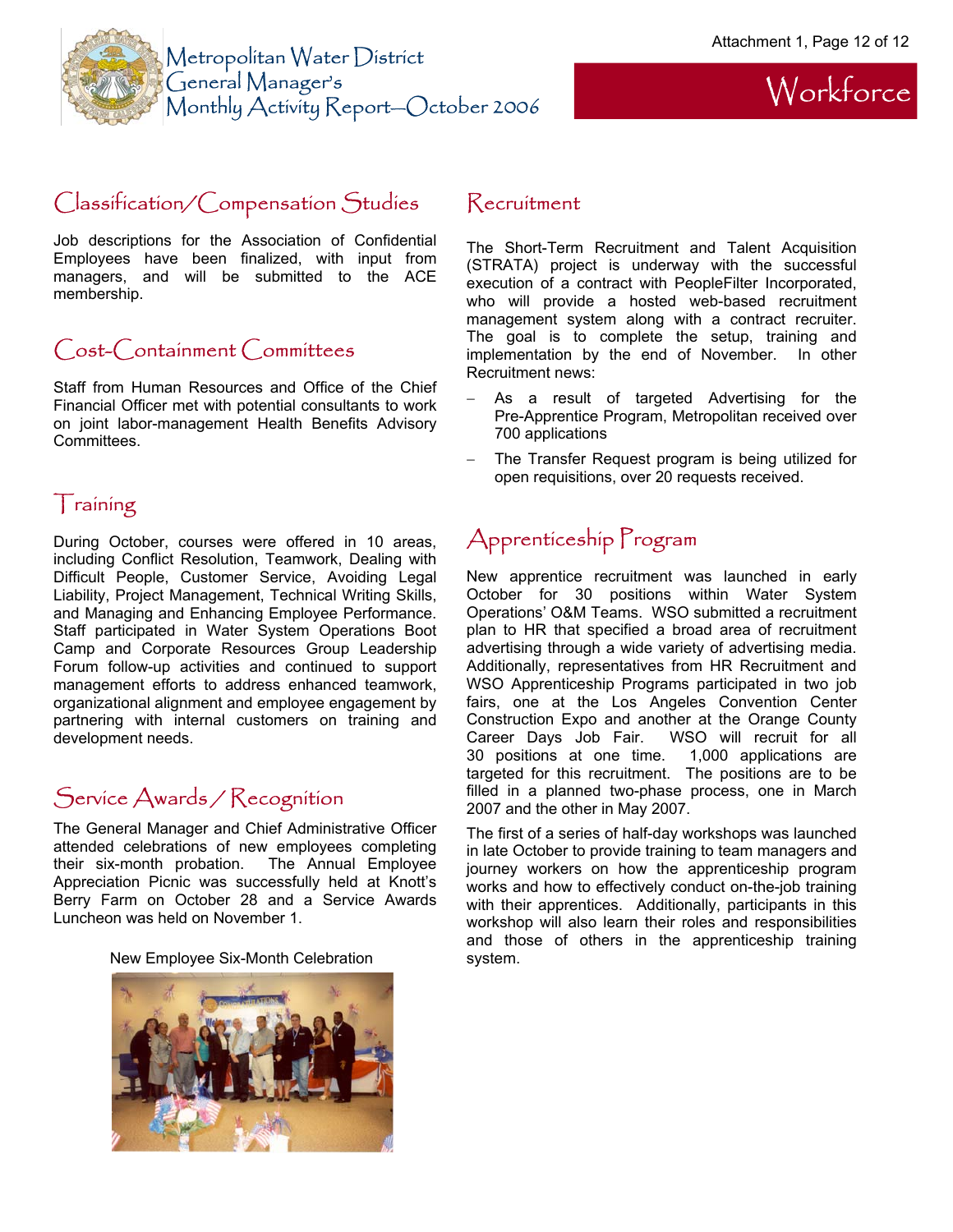# Metropolitan Water District General Manager's Monthly Activity Report—October 2006

# Workforce

## Classification/Compensation Studies

Job descriptions for the Association of Confidential Employees have been finalized, with input from managers, and will be submitted to the ACE membership.

## Cost-Containment Committees

Staff from Human Resources and Office of the Chief Financial Officer met with potential consultants to work on joint labor-management Health Benefits Advisory Committees.

## Training

During October, courses were offered in 10 areas, including Conflict Resolution, Teamwork, Dealing with Difficult People, Customer Service, Avoiding Legal Liability, Project Management, Technical Writing Skills, and Managing and Enhancing Employee Performance. Staff participated in Water System Operations Boot Camp and Corporate Resources Group Leadership Forum follow-up activities and continued to support management efforts to address enhanced teamwork, organizational alignment and employee engagement by partnering with internal customers on training and development needs.

## Service Awards / Recognition

The General Manager and Chief Administrative Officer attended celebrations of new employees completing their six-month probation. The Annual Employee Appreciation Picnic was successfully held at Knott's Berry Farm on October 28 and a Service Awards Luncheon was held on November 1.

New Employee Six-Month Celebration

## Recruitment

The Short-Term Recruitment and Talent Acquisition (STRATA) project is underway with the successful execution of a contract with PeopleFilter Incorporated, who will provide a hosted web-based recruitment management system along with a contract recruiter. The goal is to complete the setup, training and implementation by the end of November. In other Recruitment news:

- As a result of targeted Advertising for the Pre-Apprentice Program, Metropolitan received over 700 applications
- The Transfer Request program is being utilized for open requisitions, over 20 requests received.

## Apprenticeship Program

New apprentice recruitment was launched in early October for 30 positions within Water System Operations' O&M Teams. WSO submitted a recruitment plan to HR that specified a broad area of recruitment advertising through a wide variety of advertising media. Additionally, representatives from HR Recruitment and WSO Apprenticeship Programs participated in two job fairs, one at the Los Angeles Convention Center Construction Expo and another at the Orange County Career Days Job Fair. WSO will recruit for all 30 positions at one time. 1,000 applications are targeted for this recruitment. The positions are to be filled in a planned two-phase process, one in March 2007 and the other in May 2007.

The first of a series of half-day workshops was launched in late October to provide training to team managers and journey workers on how the apprenticeship program works and how to effectively conduct on-the-job training with their apprentices. Additionally, participants in this workshop will also learn their roles and responsibilities and those of others in the apprenticeship training system.